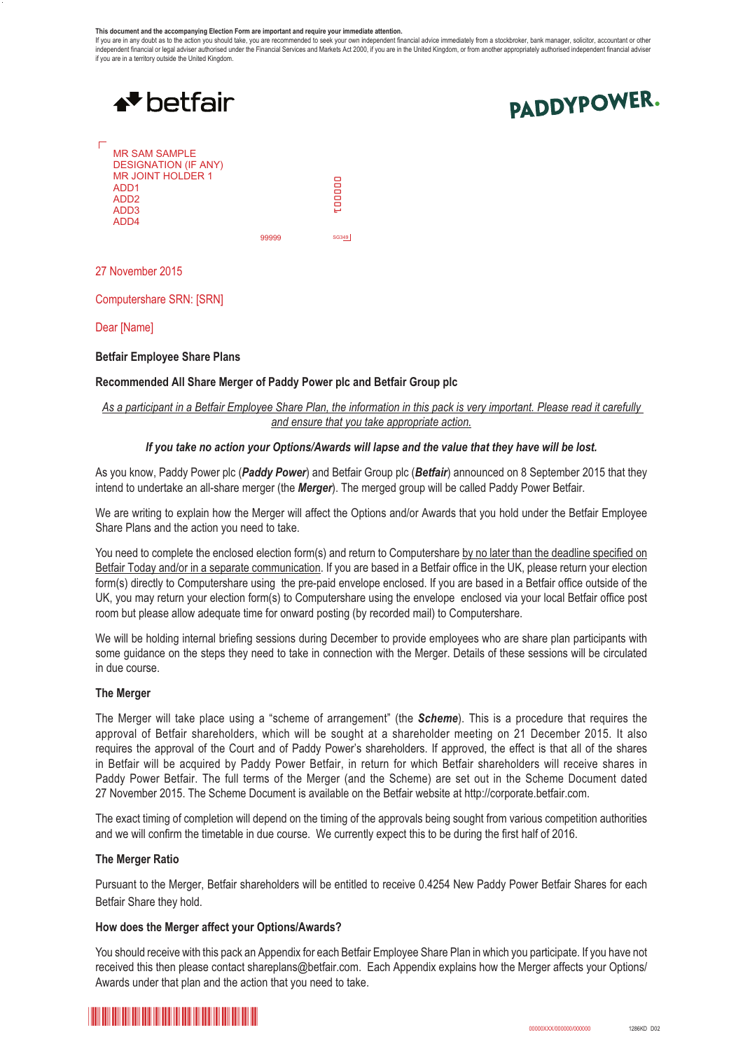**This document and the accompanying Election Form are important and require your immediate attention.**
If you are in any doubt as to the action you should take, you are recommended to seek your own independent financial advice immediately from a stockbroker, bank manager, solicitor, accountant or other independent financial or legal adviser authorised under the Financial Services and Markets Act 2000, if you are in the United Kingdom, or from another appropriately authorised independent financial adviser if you are in a territory outside the United Kingdom.

betfair

PADDYPOWER.

MR SAM SAMPLE
DESIGNATION (IF ANY)
MR JOINT HOLDER 1
ADD1
ADD2
ADD3
ADD4

27 November 2015

Computershare SRN: [SRN]

Dear [Name]

**Betfair Employee Share Plans**

**Recommended All Share Merger of Paddy Power plc and Betfair Group plc**

*As a participant in a Betfair Employee Share Plan, the information in this pack is very important. Please read it carefully and ensure that you take appropriate action.*

***If you take no action your Options/Awards will lapse and the value that they have will be lost.***

As you know, Paddy Power plc (***Paddy Power***) and Betfair Group plc (***Betfair***) announced on 8 September 2015 that they intend to undertake an all-share merger (the ***Merger***). The merged group will be called Paddy Power Betfair.

We are writing to explain how the Merger will affect the Options and/or Awards that you hold under the Betfair Employee Share Plans and the action you need to take.

You need to complete the enclosed election form(s) and return to Computershare by no later than the deadline specified on Betfair Today and/or in a separate communication. If you are based in a Betfair office in the UK, please return your election form(s) directly to Computershare using the pre-paid envelope enclosed. If you are based in a Betfair office outside of the UK, you may return your election form(s) to Computershare using the envelope enclosed via your local Betfair office post room but please allow adequate time for onward posting (by recorded mail) to Computershare.

We will be holding internal briefing sessions during December to provide employees who are share plan participants with some guidance on the steps they need to take in connection with the Merger. Details of these sessions will be circulated in due course.

**The Merger**

The Merger will take place using a "scheme of arrangement" (the ***Scheme***). This is a procedure that requires the approval of Betfair shareholders, which will be sought at a shareholder meeting on 21 December 2015. It also requires the approval of the Court and of Paddy Power's shareholders. If approved, the effect is that all of the shares in Betfair will be acquired by Paddy Power Betfair, in return for which Betfair shareholders will receive shares in Paddy Power Betfair. The full terms of the Merger (and the Scheme) are set out in the Scheme Document dated 27 November 2015. The Scheme Document is available on the Betfair website at http://corporate.betfair.com.

The exact timing of completion will depend on the timing of the approvals being sought from various competition authorities and we will confirm the timetable in due course. We currently expect this to be during the first half of 2016.

**The Merger Ratio**

Pursuant to the Merger, Betfair shareholders will be entitled to receive 0.4254 New Paddy Power Betfair Shares for each Betfair Share they hold.

**How does the Merger affect your Options/Awards?**

You should receive with this pack an Appendix for each Betfair Employee Share Plan in which you participate. If you have not received this then please contact shareplans@betfair.com. Each Appendix explains how the Merger affects your Options/Awards under that plan and the action that you need to take.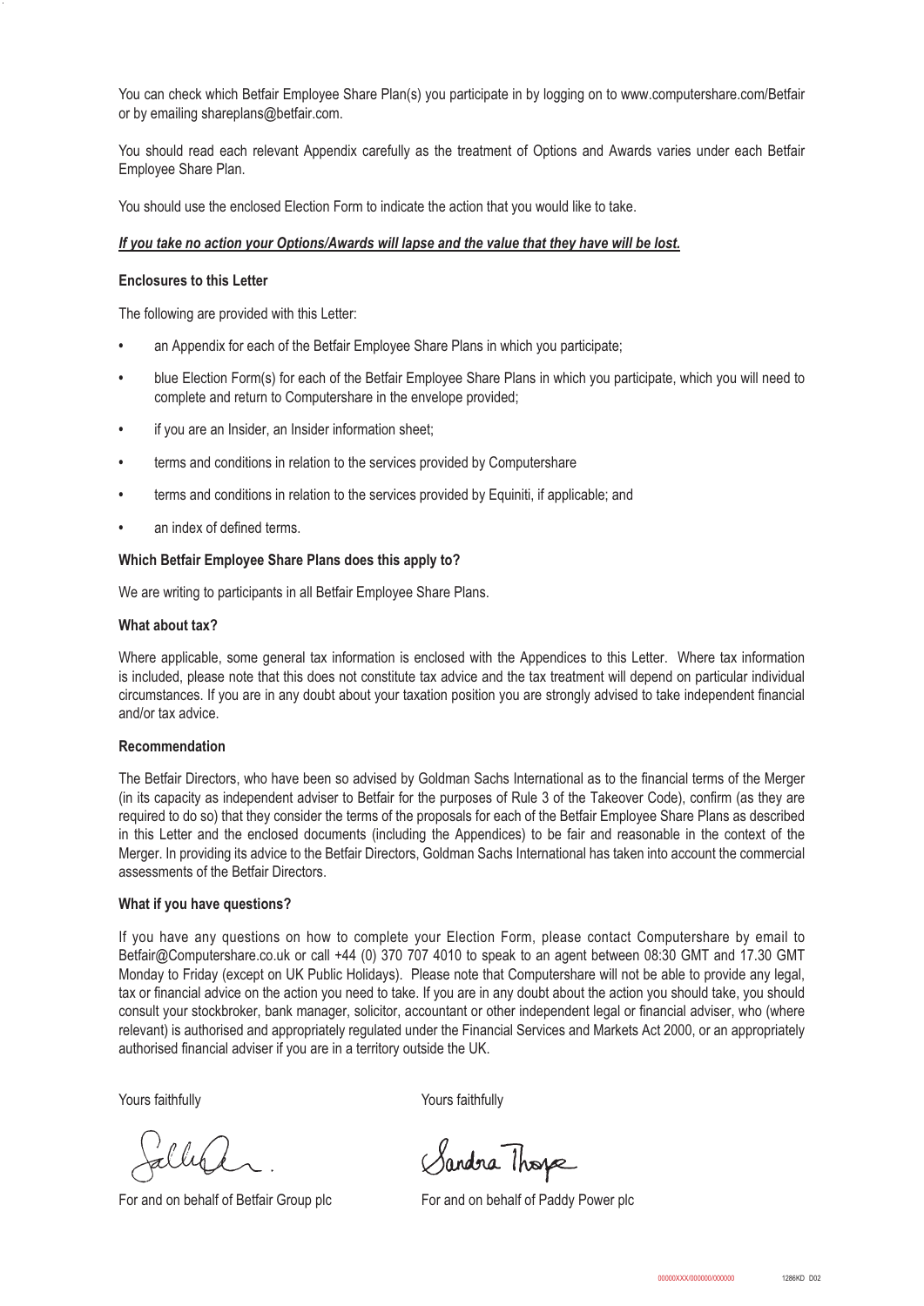You can check which Betfair Employee Share Plan(s) you participate in by logging on to www.computershare.com/Betfair or by emailing shareplans@betfair.com.

You should read each relevant Appendix carefully as the treatment of Options and Awards varies under each Betfair Employee Share Plan.

You should use the enclosed Election Form to indicate the action that you would like to take.

***If you take no action your Options/Awards will lapse and the value that they have will be lost.***

**Enclosures to this Letter**

The following are provided with this Letter:

- an Appendix for each of the Betfair Employee Share Plans in which you participate;
- blue Election Form(s) for each of the Betfair Employee Share Plans in which you participate, which you will need to complete and return to Computershare in the envelope provided;
- if you are an Insider, an Insider information sheet;
- terms and conditions in relation to the services provided by Computershare
- terms and conditions in relation to the services provided by Equiniti, if applicable; and
- an index of defined terms.

**Which Betfair Employee Share Plans does this apply to?**

We are writing to participants in all Betfair Employee Share Plans.

**What about tax?**

Where applicable, some general tax information is enclosed with the Appendices to this Letter. Where tax information is included, please note that this does not constitute tax advice and the tax treatment will depend on particular individual circumstances. If you are in any doubt about your taxation position you are strongly advised to take independent financial and/or tax advice.

**Recommendation**

The Betfair Directors, who have been so advised by Goldman Sachs International as to the financial terms of the Merger (in its capacity as independent adviser to Betfair for the purposes of Rule 3 of the Takeover Code), confirm (as they are required to do so) that they consider the terms of the proposals for each of the Betfair Employee Share Plans as described in this Letter and the enclosed documents (including the Appendices) to be fair and reasonable in the context of the Merger. In providing its advice to the Betfair Directors, Goldman Sachs International has taken into account the commercial assessments of the Betfair Directors.

**What if you have questions?**

If you have any questions on how to complete your Election Form, please contact Computershare by email to Betfair@Computershare.co.uk or call +44 (0) 370 707 4010 to speak to an agent between 08:30 GMT and 17.30 GMT Monday to Friday (except on UK Public Holidays). Please note that Computershare will not be able to provide any legal, tax or financial advice on the action you need to take. If you are in any doubt about the action you should take, you should consult your stockbroker, bank manager, solicitor, accountant or other independent legal or financial adviser, who (where relevant) is authorised and appropriately regulated under the Financial Services and Markets Act 2000, or an appropriately authorised financial adviser if you are in a territory outside the UK.

Yours faithfully

For and on behalf of Betfair Group plc

Yours faithfully

Sandra Thorpe

For and on behalf of Paddy Power plc

00000XXX/000000/000000 1286KD D02